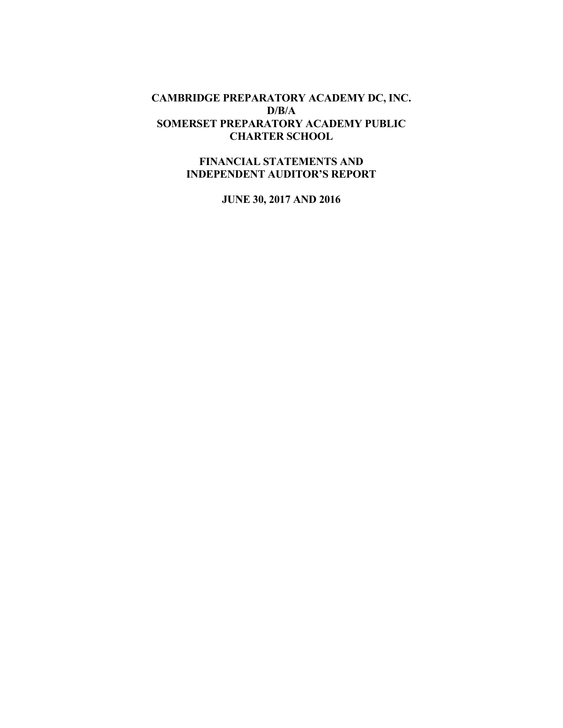# CAMBRIDGE PREPARATORY ACADEMY DC, INC.
# D/B/A
# SOMERSET PREPARATORY ACADEMY PUBLIC CHARTER SCHOOL

## FINANCIAL STATEMENTS AND INDEPENDENT AUDITOR'S REPORT

## JUNE 30, 2017 AND 2016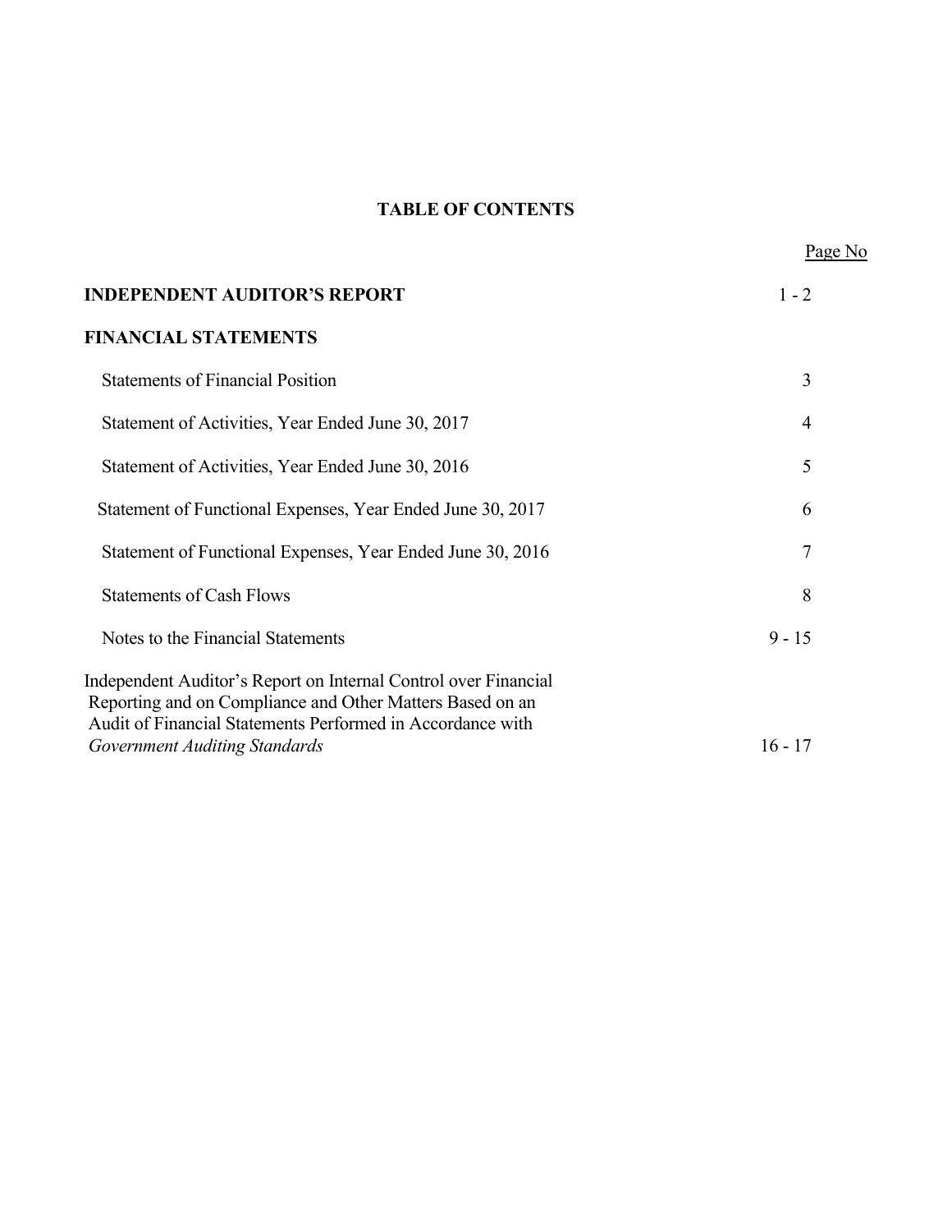# TABLE OF CONTENTS

| | Page No |
|---|---|
| **INDEPENDENT AUDITOR'S REPORT** | 1 - 2 |
| **FINANCIAL STATEMENTS** | |
| Statements of Financial Position | 3 |
| Statement of Activities, Year Ended June 30, 2017 | 4 |
| Statement of Activities, Year Ended June 30, 2016 | 5 |
| Statement of Functional Expenses, Year Ended June 30, 2017 | 6 |
| Statement of Functional Expenses, Year Ended June 30, 2016 | 7 |
| Statements of Cash Flows | 8 |
| Notes to the Financial Statements | 9 - 15 |
| Independent Auditor's Report on Internal Control over Financial Reporting and on Compliance and Other Matters Based on an Audit of Financial Statements Performed in Accordance with *Government Auditing Standards* | 16 - 17 |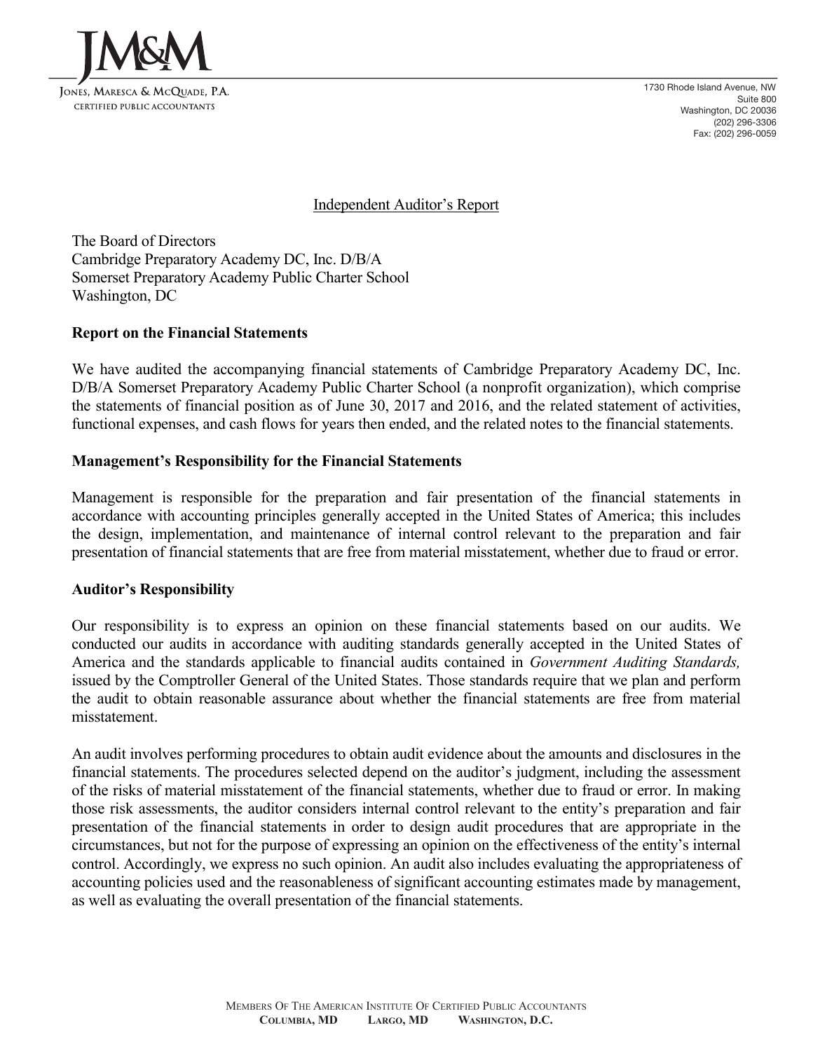JONES, MARESCA & MCQUADE, P.A.
CERTIFIED PUBLIC ACCOUNTANTS

1730 Rhode Island Avenue, NW
Suite 800
Washington, DC 20036
(202) 296-3306
Fax: (202) 296-0059

Independent Auditor's Report

The Board of Directors
Cambridge Preparatory Academy DC, Inc. D/B/A
Somerset Preparatory Academy Public Charter School
Washington, DC

**Report on the Financial Statements**

We have audited the accompanying financial statements of Cambridge Preparatory Academy DC, Inc. D/B/A Somerset Preparatory Academy Public Charter School (a nonprofit organization), which comprise the statements of financial position as of June 30, 2017 and 2016, and the related statement of activities, functional expenses, and cash flows for years then ended, and the related notes to the financial statements.

**Management's Responsibility for the Financial Statements**

Management is responsible for the preparation and fair presentation of the financial statements in accordance with accounting principles generally accepted in the United States of America; this includes the design, implementation, and maintenance of internal control relevant to the preparation and fair presentation of financial statements that are free from material misstatement, whether due to fraud or error.

**Auditor's Responsibility**

Our responsibility is to express an opinion on these financial statements based on our audits. We conducted our audits in accordance with auditing standards generally accepted in the United States of America and the standards applicable to financial audits contained in *Government Auditing Standards,* issued by the Comptroller General of the United States. Those standards require that we plan and perform the audit to obtain reasonable assurance about whether the financial statements are free from material misstatement.

An audit involves performing procedures to obtain audit evidence about the amounts and disclosures in the financial statements. The procedures selected depend on the auditor's judgment, including the assessment of the risks of material misstatement of the financial statements, whether due to fraud or error. In making those risk assessments, the auditor considers internal control relevant to the entity's preparation and fair presentation of the financial statements in order to design audit procedures that are appropriate in the circumstances, but not for the purpose of expressing an opinion on the effectiveness of the entity's internal control. Accordingly, we express no such opinion. An audit also includes evaluating the appropriateness of accounting policies used and the reasonableness of significant accounting estimates made by management, as well as evaluating the overall presentation of the financial statements.

MEMBERS OF THE AMERICAN INSTITUTE OF CERTIFIED PUBLIC ACCOUNTANTS
**COLUMBIA, MD LARGO, MD WASHINGTON, D.C.**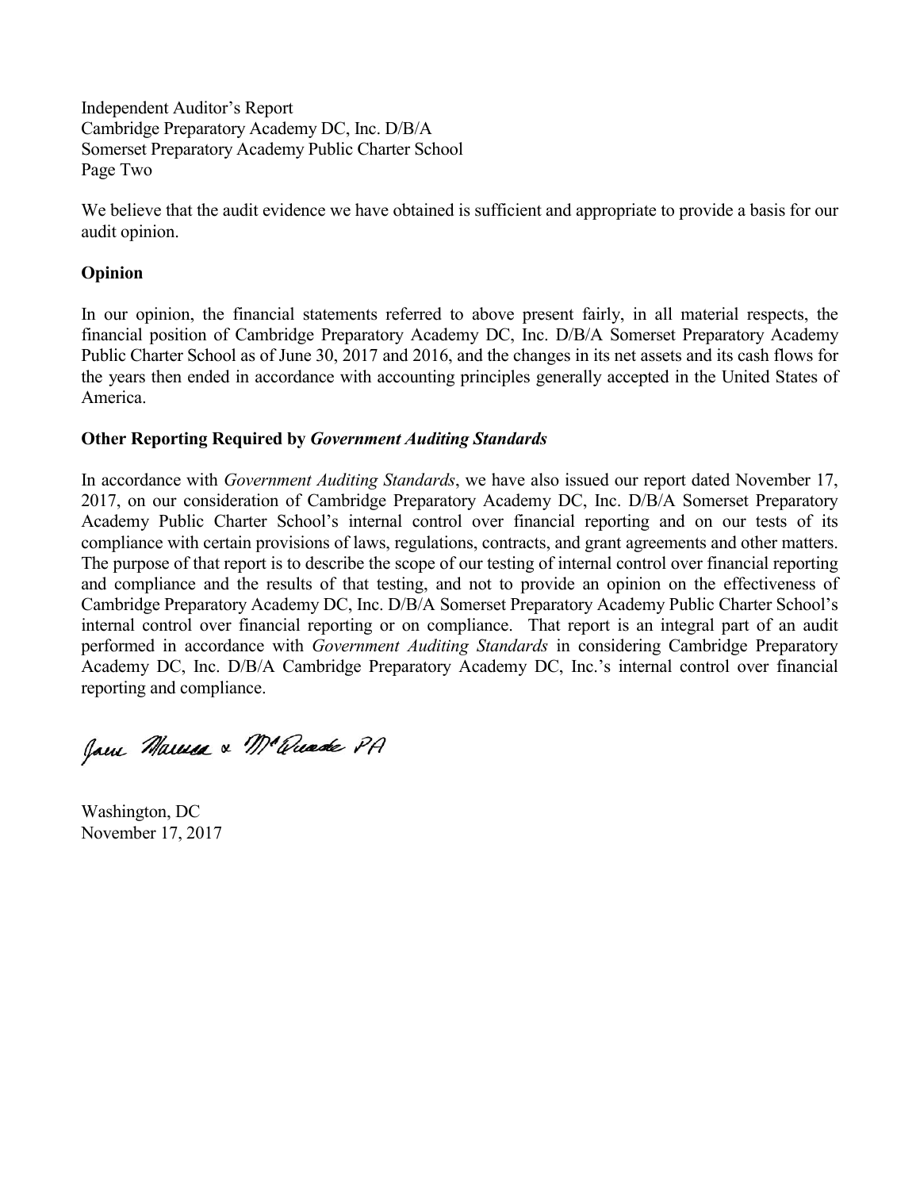Independent Auditor's Report
Cambridge Preparatory Academy DC, Inc. D/B/A
Somerset Preparatory Academy Public Charter School
Page Two

We believe that the audit evidence we have obtained is sufficient and appropriate to provide a basis for our audit opinion.

**Opinion**

In our opinion, the financial statements referred to above present fairly, in all material respects, the financial position of Cambridge Preparatory Academy DC, Inc. D/B/A Somerset Preparatory Academy Public Charter School as of June 30, 2017 and 2016, and the changes in its net assets and its cash flows for the years then ended in accordance with accounting principles generally accepted in the United States of America.

**Other Reporting Required by *Government Auditing Standards***

In accordance with *Government Auditing Standards*, we have also issued our report dated November 17, 2017, on our consideration of Cambridge Preparatory Academy DC, Inc. D/B/A Somerset Preparatory Academy Public Charter School's internal control over financial reporting and on our tests of its compliance with certain provisions of laws, regulations, contracts, and grant agreements and other matters. The purpose of that report is to describe the scope of our testing of internal control over financial reporting and compliance and the results of that testing, and not to provide an opinion on the effectiveness of Cambridge Preparatory Academy DC, Inc. D/B/A Somerset Preparatory Academy Public Charter School's internal control over financial reporting or on compliance. That report is an integral part of an audit performed in accordance with *Government Auditing Standards* in considering Cambridge Preparatory Academy DC, Inc. D/B/A Cambridge Preparatory Academy DC, Inc.'s internal control over financial reporting and compliance.

Jones Marcus & McQuade PA

Washington, DC
November 17, 2017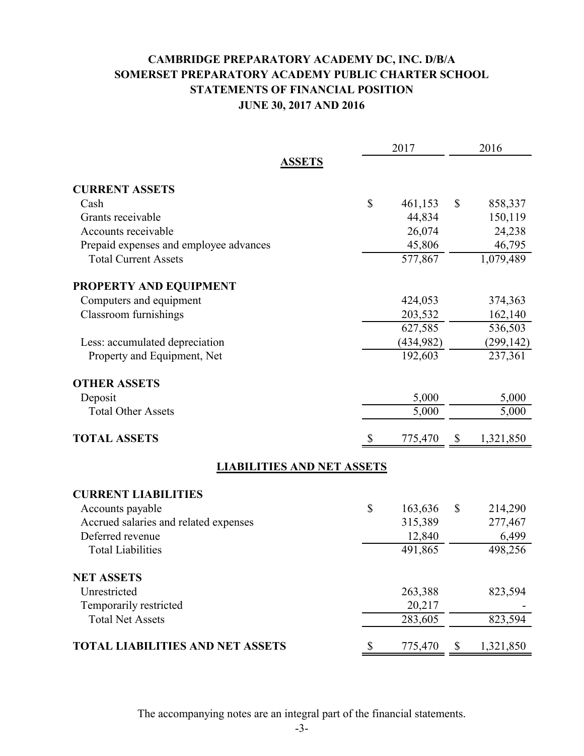# CAMBRIDGE PREPARATORY ACADEMY DC, INC. D/B/A
# SOMERSET PREPARATORY ACADEMY PUBLIC CHARTER SCHOOL
## STATEMENTS OF FINANCIAL POSITION
### JUNE 30, 2017 AND 2016

| | 2017 | 2016 |
|---|---|---|
| **ASSETS** | | |
| **CURRENT ASSETS** | | |
| Cash | $ 461,153 | $ 858,337 |
| Grants receivable | 44,834 | 150,119 |
| Accounts receivable | 26,074 | 24,238 |
| Prepaid expenses and employee advances | 45,806 | 46,795 |
| Total Current Assets | 577,867 | 1,079,489 |
| **PROPERTY AND EQUIPMENT** | | |
| Computers and equipment | 424,053 | 374,363 |
| Classroom furnishings | 203,532 | 162,140 |
| | 627,585 | 536,503 |
| Less: accumulated depreciation | (434,982) | (299,142) |
| Property and Equipment, Net | 192,603 | 237,361 |
| **OTHER ASSETS** | | |
| Deposit | 5,000 | 5,000 |
| Total Other Assets | 5,000 | 5,000 |
| **TOTAL ASSETS** | $ 775,470 | $ 1,321,850 |
| **LIABILITIES AND NET ASSETS** | | |
| **CURRENT LIABILITIES** | | |
| Accounts payable | $ 163,636 | $ 214,290 |
| Accrued salaries and related expenses | 315,389 | 277,467 |
| Deferred revenue | 12,840 | 6,499 |
| Total Liabilities | 491,865 | 498,256 |
| **NET ASSETS** | | |
| Unrestricted | 263,388 | 823,594 |
| Temporarily restricted | 20,217 | - |
| Total Net Assets | 283,605 | 823,594 |
| **TOTAL LIABILITIES AND NET ASSETS** | $ 775,470 | $ 1,321,850 |

The accompanying notes are an integral part of the financial statements.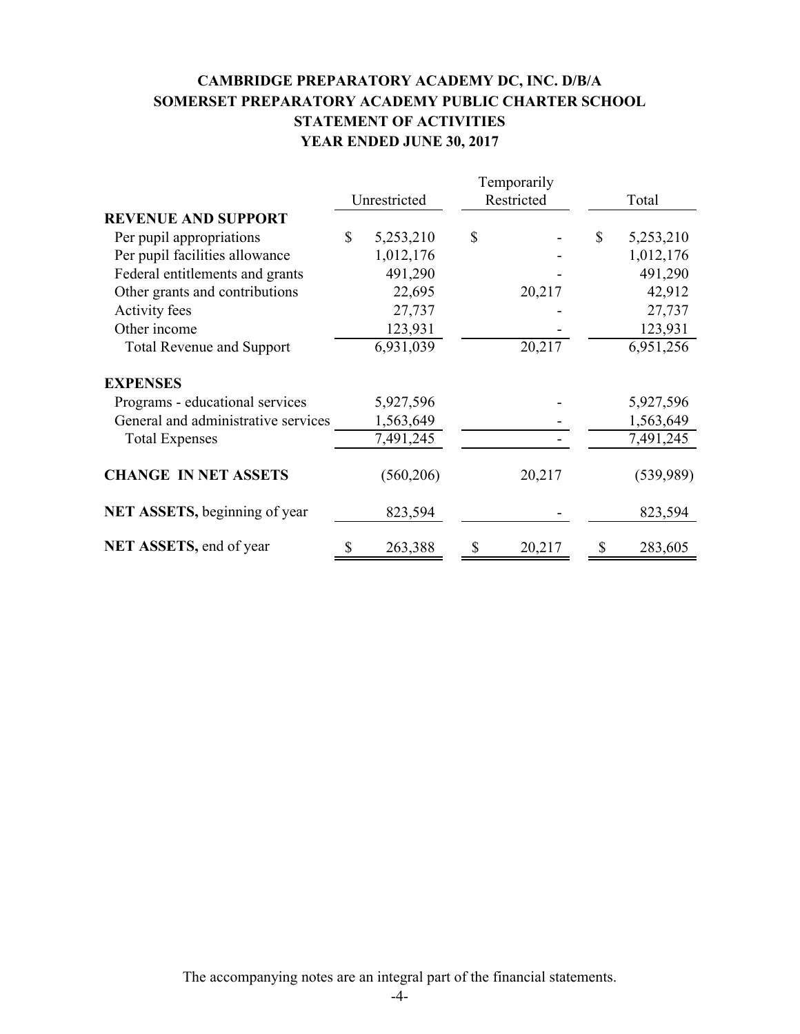# CAMBRIDGE PREPARATORY ACADEMY DC, INC. D/B/A
# SOMERSET PREPARATORY ACADEMY PUBLIC CHARTER SCHOOL
## STATEMENT OF ACTIVITIES
## YEAR ENDED JUNE 30, 2017

| | Unrestricted | Temporarily Restricted | Total |
|---|---|---|---|
| **REVENUE AND SUPPORT** | | | |
| Per pupil appropriations | $ 5,253,210 | $ - | $ 5,253,210 |
| Per pupil facilities allowance | 1,012,176 | - | 1,012,176 |
| Federal entitlements and grants | 491,290 | - | 491,290 |
| Other grants and contributions | 22,695 | 20,217 | 42,912 |
| Activity fees | 27,737 | - | 27,737 |
| Other income | 123,931 | - | 123,931 |
| Total Revenue and Support | 6,931,039 | 20,217 | 6,951,256 |
| **EXPENSES** | | | |
| Programs - educational services | 5,927,596 | - | 5,927,596 |
| General and administrative services | 1,563,649 | - | 1,563,649 |
| Total Expenses | 7,491,245 | - | 7,491,245 |
| **CHANGE IN NET ASSETS** | (560,206) | 20,217 | (539,989) |
| **NET ASSETS,** beginning of year | 823,594 | - | 823,594 |
| **NET ASSETS,** end of year | $ 263,388 | $ 20,217 | $ 283,605 |

The accompanying notes are an integral part of the financial statements.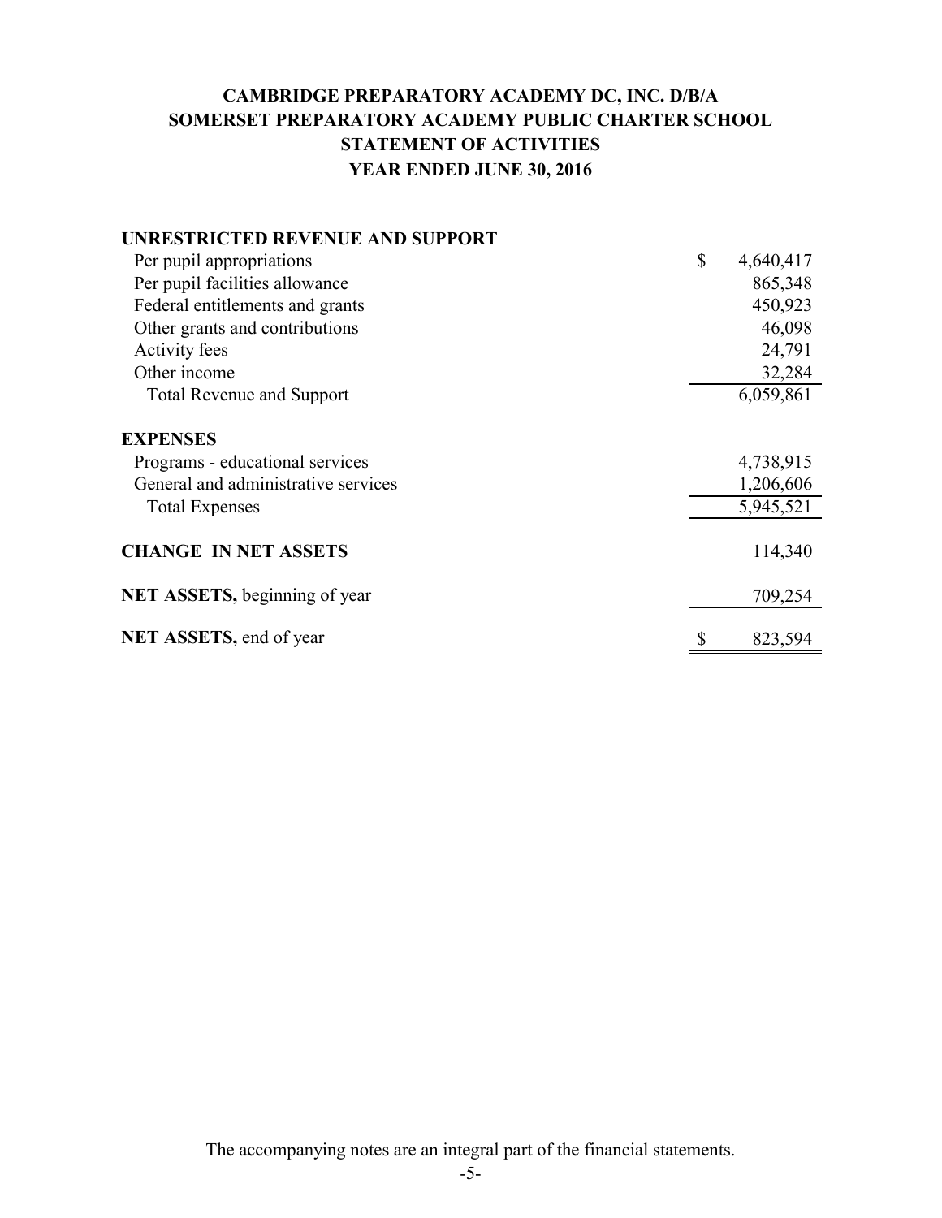# CAMBRIDGE PREPARATORY ACADEMY DC, INC. D/B/A
# SOMERSET PREPARATORY ACADEMY PUBLIC CHARTER SCHOOL
## STATEMENT OF ACTIVITIES
## YEAR ENDED JUNE 30, 2016

| | |
|---|---|
| **UNRESTRICTED REVENUE AND SUPPORT** | |
| Per pupil appropriations | $ 4,640,417 |
| Per pupil facilities allowance | 865,348 |
| Federal entitlements and grants | 450,923 |
| Other grants and contributions | 46,098 |
| Activity fees | 24,791 |
| Other income | 32,284 |
| Total Revenue and Support | 6,059,861 |
| **EXPENSES** | |
| Programs - educational services | 4,738,915 |
| General and administrative services | 1,206,606 |
| Total Expenses | 5,945,521 |
| **CHANGE IN NET ASSETS** | 114,340 |
| **NET ASSETS,** beginning of year | 709,254 |
| **NET ASSETS,** end of year | $ 823,594 |

The accompanying notes are an integral part of the financial statements.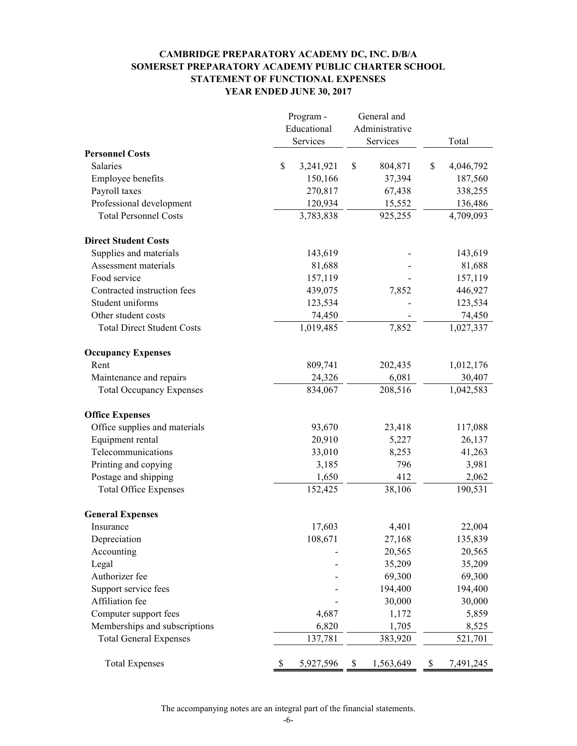# CAMBRIDGE PREPARATORY ACADEMY DC, INC. D/B/A
# SOMERSET PREPARATORY ACADEMY PUBLIC CHARTER SCHOOL
## STATEMENT OF FUNCTIONAL EXPENSES
## YEAR ENDED JUNE 30, 2017

| | Program - Educational Services | General and Administrative Services | Total |
|---|---|---|---|
| **Personnel Costs** | | | |
| Salaries | $ 3,241,921 | $ 804,871 | $ 4,046,792 |
| Employee benefits | 150,166 | 37,394 | 187,560 |
| Payroll taxes | 270,817 | 67,438 | 338,255 |
| Professional development | 120,934 | 15,552 | 136,486 |
| Total Personnel Costs | 3,783,838 | 925,255 | 4,709,093 |
| **Direct Student Costs** | | | |
| Supplies and materials | 143,619 | - | 143,619 |
| Assessment materials | 81,688 | - | 81,688 |
| Food service | 157,119 | - | 157,119 |
| Contracted instruction fees | 439,075 | 7,852 | 446,927 |
| Student uniforms | 123,534 | - | 123,534 |
| Other student costs | 74,450 | - | 74,450 |
| Total Direct Student Costs | 1,019,485 | 7,852 | 1,027,337 |
| **Occupancy Expenses** | | | |
| Rent | 809,741 | 202,435 | 1,012,176 |
| Maintenance and repairs | 24,326 | 6,081 | 30,407 |
| Total Occupancy Expenses | 834,067 | 208,516 | 1,042,583 |
| **Office Expenses** | | | |
| Office supplies and materials | 93,670 | 23,418 | 117,088 |
| Equipment rental | 20,910 | 5,227 | 26,137 |
| Telecommunications | 33,010 | 8,253 | 41,263 |
| Printing and copying | 3,185 | 796 | 3,981 |
| Postage and shipping | 1,650 | 412 | 2,062 |
| Total Office Expenses | 152,425 | 38,106 | 190,531 |
| **General Expenses** | | | |
| Insurance | 17,603 | 4,401 | 22,004 |
| Depreciation | 108,671 | 27,168 | 135,839 |
| Accounting | - | 20,565 | 20,565 |
| Legal | - | 35,209 | 35,209 |
| Authorizer fee | - | 69,300 | 69,300 |
| Support service fees | - | 194,400 | 194,400 |
| Affiliation fee | - | 30,000 | 30,000 |
| Computer support fees | 4,687 | 1,172 | 5,859 |
| Memberships and subscriptions | 6,820 | 1,705 | 8,525 |
| Total General Expenses | 137,781 | 383,920 | 521,701 |
| Total Expenses | $ 5,927,596 | $ 1,563,649 | $ 7,491,245 |

The accompanying notes are an integral part of the financial statements.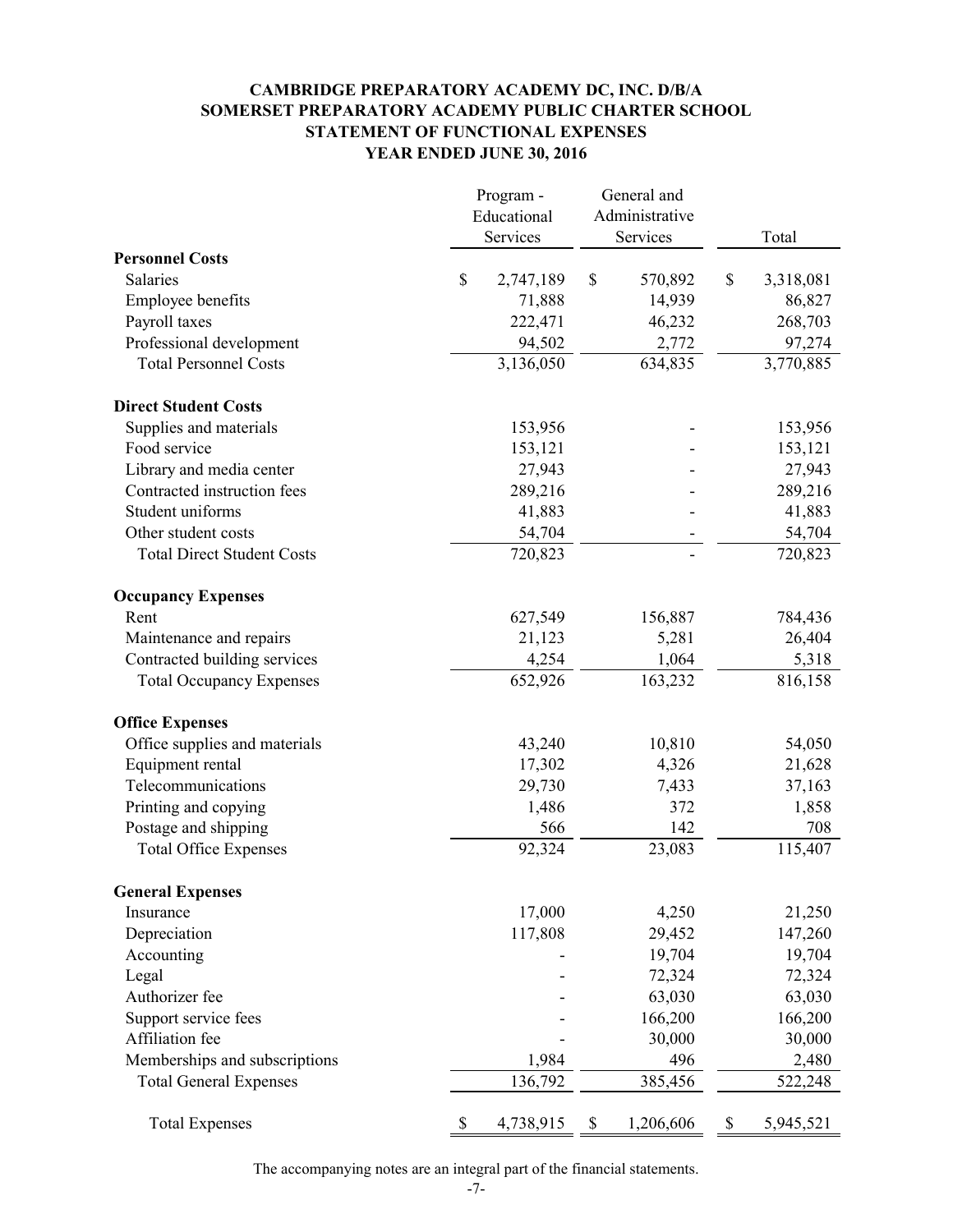# CAMBRIDGE PREPARATORY ACADEMY DC, INC. D/B/A SOMERSET PREPARATORY ACADEMY PUBLIC CHARTER SCHOOL
## STATEMENT OF FUNCTIONAL EXPENSES
## YEAR ENDED JUNE 30, 2016

| | Program - Educational Services | General and Administrative Services | Total |
|---|---|---|---|
| **Personnel Costs** | | | |
| Salaries | $ 2,747,189 | $ 570,892 | $ 3,318,081 |
| Employee benefits | 71,888 | 14,939 | 86,827 |
| Payroll taxes | 222,471 | 46,232 | 268,703 |
| Professional development | 94,502 | 2,772 | 97,274 |
| Total Personnel Costs | 3,136,050 | 634,835 | 3,770,885 |
| **Direct Student Costs** | | | |
| Supplies and materials | 153,956 | - | 153,956 |
| Food service | 153,121 | - | 153,121 |
| Library and media center | 27,943 | - | 27,943 |
| Contracted instruction fees | 289,216 | - | 289,216 |
| Student uniforms | 41,883 | - | 41,883 |
| Other student costs | 54,704 | - | 54,704 |
| Total Direct Student Costs | 720,823 | - | 720,823 |
| **Occupancy Expenses** | | | |
| Rent | 627,549 | 156,887 | 784,436 |
| Maintenance and repairs | 21,123 | 5,281 | 26,404 |
| Contracted building services | 4,254 | 1,064 | 5,318 |
| Total Occupancy Expenses | 652,926 | 163,232 | 816,158 |
| **Office Expenses** | | | |
| Office supplies and materials | 43,240 | 10,810 | 54,050 |
| Equipment rental | 17,302 | 4,326 | 21,628 |
| Telecommunications | 29,730 | 7,433 | 37,163 |
| Printing and copying | 1,486 | 372 | 1,858 |
| Postage and shipping | 566 | 142 | 708 |
| Total Office Expenses | 92,324 | 23,083 | 115,407 |
| **General Expenses** | | | |
| Insurance | 17,000 | 4,250 | 21,250 |
| Depreciation | 117,808 | 29,452 | 147,260 |
| Accounting | - | 19,704 | 19,704 |
| Legal | - | 72,324 | 72,324 |
| Authorizer fee | - | 63,030 | 63,030 |
| Support service fees | - | 166,200 | 166,200 |
| Affiliation fee | - | 30,000 | 30,000 |
| Memberships and subscriptions | 1,984 | 496 | 2,480 |
| Total General Expenses | 136,792 | 385,456 | 522,248 |
| Total Expenses | $ 4,738,915 | $ 1,206,606 | $ 5,945,521 |

The accompanying notes are an integral part of the financial statements.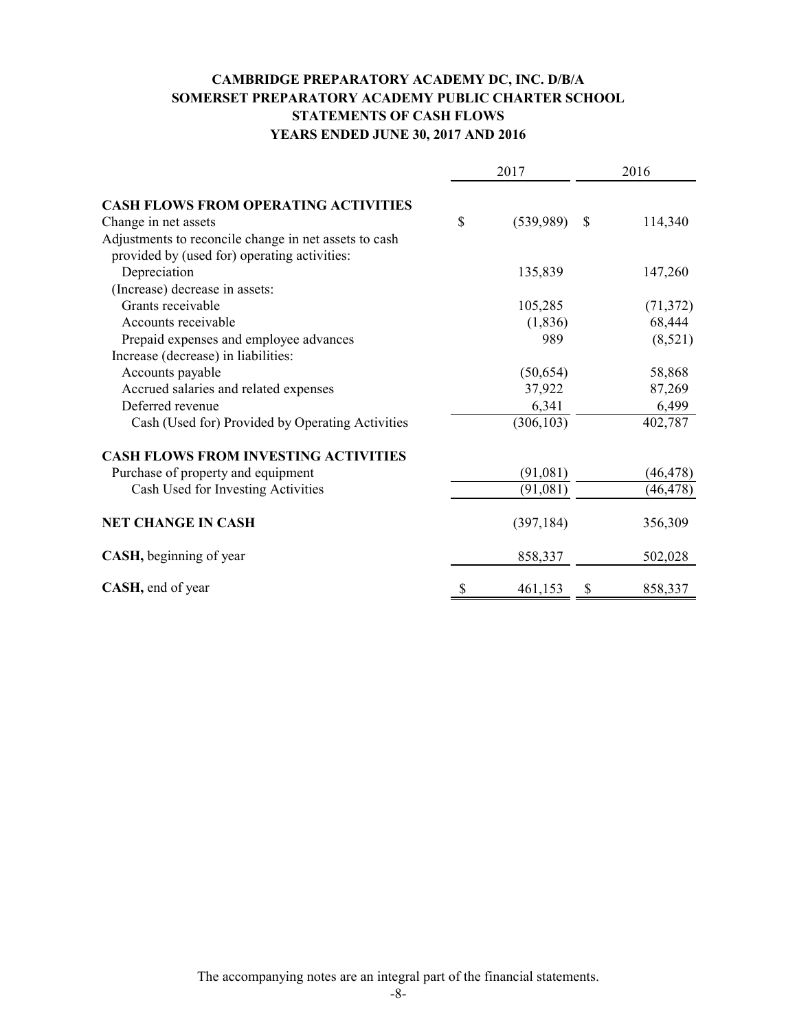# CAMBRIDGE PREPARATORY ACADEMY DC, INC. D/B/A SOMERSET PREPARATORY ACADEMY PUBLIC CHARTER SCHOOL

## STATEMENTS OF CASH FLOWS

## YEARS ENDED JUNE 30, 2017 AND 2016

| | 2017 | 2016 |
|---|---|---|
| **CASH FLOWS FROM OPERATING ACTIVITIES** | | |
| Change in net assets | $ (539,989) | $ 114,340 |
| Adjustments to reconcile change in net assets to cash provided by (used for) operating activities: | | |
| Depreciation | 135,839 | 147,260 |
| (Increase) decrease in assets: | | |
| Grants receivable | 105,285 | (71,372) |
| Accounts receivable | (1,836) | 68,444 |
| Prepaid expenses and employee advances | 989 | (8,521) |
| Increase (decrease) in liabilities: | | |
| Accounts payable | (50,654) | 58,868 |
| Accrued salaries and related expenses | 37,922 | 87,269 |
| Deferred revenue | 6,341 | 6,499 |
| Cash (Used for) Provided by Operating Activities | (306,103) | 402,787 |
| **CASH FLOWS FROM INVESTING ACTIVITIES** | | |
| Purchase of property and equipment | (91,081) | (46,478) |
| Cash Used for Investing Activities | (91,081) | (46,478) |
| **NET CHANGE IN CASH** | (397,184) | 356,309 |
| **CASH,** beginning of year | 858,337 | 502,028 |
| **CASH,** end of year | $ 461,153 | $ 858,337 |

The accompanying notes are an integral part of the financial statements.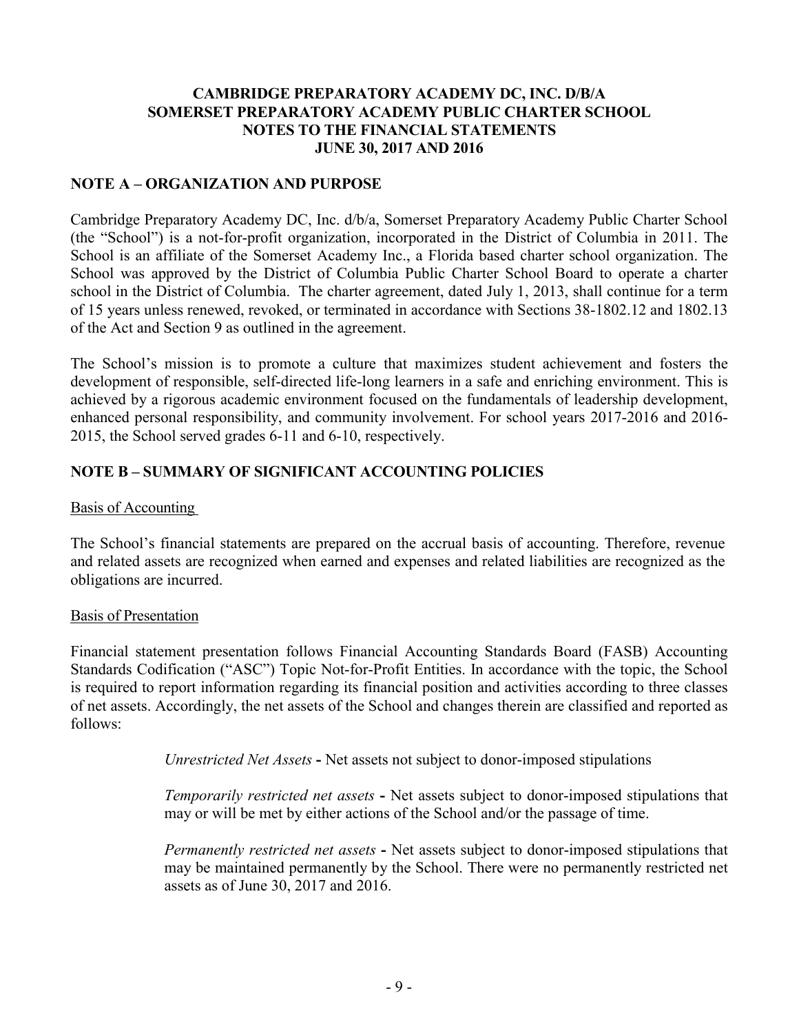# CAMBRIDGE PREPARATORY ACADEMY DC, INC. D/B/A SOMERSET PREPARATORY ACADEMY PUBLIC CHARTER SCHOOL NOTES TO THE FINANCIAL STATEMENTS JUNE 30, 2017 AND 2016

## NOTE A – ORGANIZATION AND PURPOSE

Cambridge Preparatory Academy DC, Inc. d/b/a, Somerset Preparatory Academy Public Charter School (the "School") is a not-for-profit organization, incorporated in the District of Columbia in 2011. The School is an affiliate of the Somerset Academy Inc., a Florida based charter school organization. The School was approved by the District of Columbia Public Charter School Board to operate a charter school in the District of Columbia. The charter agreement, dated July 1, 2013, shall continue for a term of 15 years unless renewed, revoked, or terminated in accordance with Sections 38-1802.12 and 1802.13 of the Act and Section 9 as outlined in the agreement.

The School's mission is to promote a culture that maximizes student achievement and fosters the development of responsible, self-directed life-long learners in a safe and enriching environment. This is achieved by a rigorous academic environment focused on the fundamentals of leadership development, enhanced personal responsibility, and community involvement. For school years 2017-2016 and 2016-2015, the School served grades 6-11 and 6-10, respectively.

## NOTE B – SUMMARY OF SIGNIFICANT ACCOUNTING POLICIES

Basis of Accounting

The School's financial statements are prepared on the accrual basis of accounting. Therefore, revenue and related assets are recognized when earned and expenses and related liabilities are recognized as the obligations are incurred.

Basis of Presentation

Financial statement presentation follows Financial Accounting Standards Board (FASB) Accounting Standards Codification ("ASC") Topic Not-for-Profit Entities. In accordance with the topic, the School is required to report information regarding its financial position and activities according to three classes of net assets. Accordingly, the net assets of the School and changes therein are classified and reported as follows:

*Unrestricted Net Assets* - Net assets not subject to donor-imposed stipulations

*Temporarily restricted net assets* - Net assets subject to donor-imposed stipulations that may or will be met by either actions of the School and/or the passage of time.

*Permanently restricted net assets* - Net assets subject to donor-imposed stipulations that may be maintained permanently by the School. There were no permanently restricted net assets as of June 30, 2017 and 2016.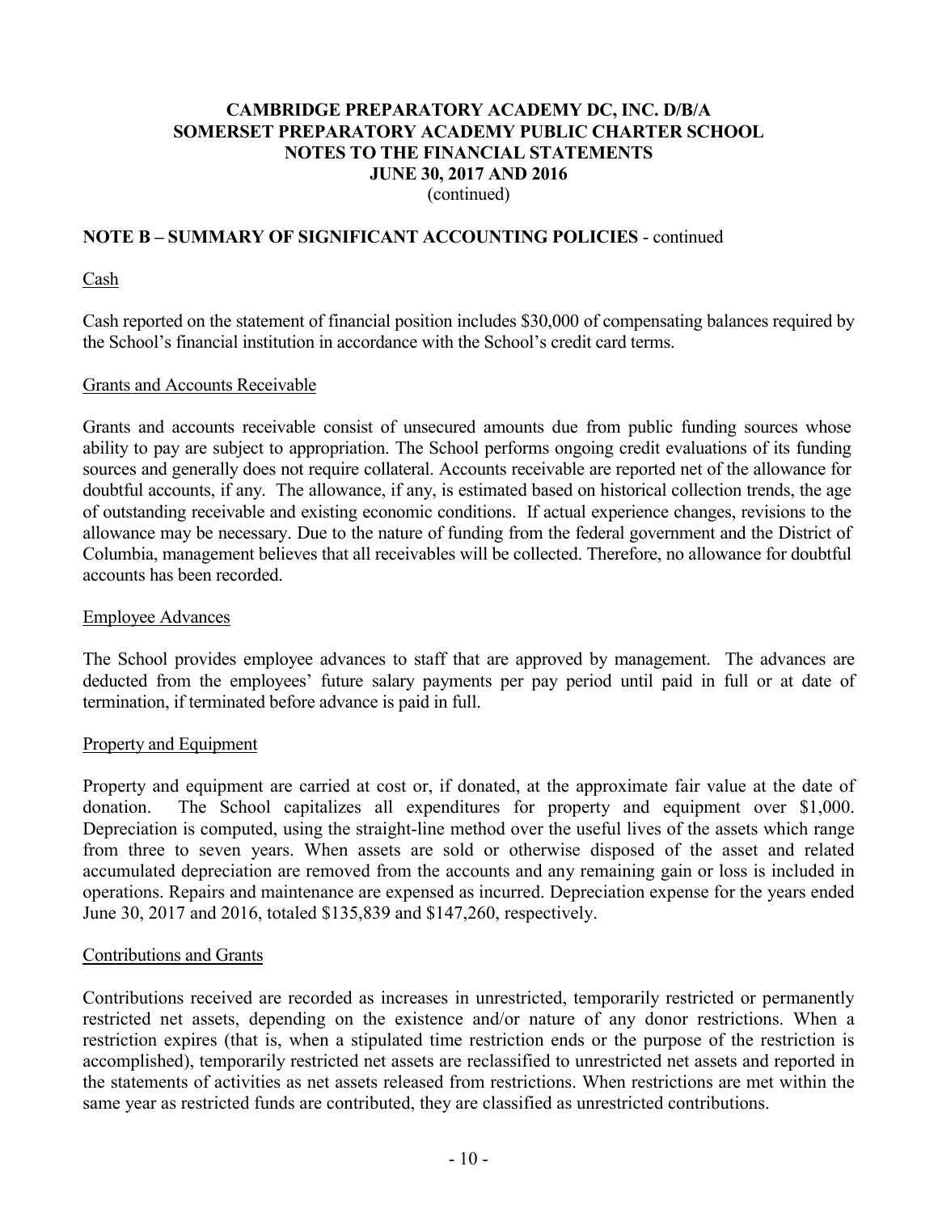## NOTE B – SUMMARY OF SIGNIFICANT ACCOUNTING POLICIES - continued

### Cash

Cash reported on the statement of financial position includes $30,000 of compensating balances required by the School's financial institution in accordance with the School's credit card terms.

### Grants and Accounts Receivable

Grants and accounts receivable consist of unsecured amounts due from public funding sources whose ability to pay are subject to appropriation. The School performs ongoing credit evaluations of its funding sources and generally does not require collateral. Accounts receivable are reported net of the allowance for doubtful accounts, if any. The allowance, if any, is estimated based on historical collection trends, the age of outstanding receivable and existing economic conditions. If actual experience changes, revisions to the allowance may be necessary. Due to the nature of funding from the federal government and the District of Columbia, management believes that all receivables will be collected. Therefore, no allowance for doubtful accounts has been recorded.

### Employee Advances

The School provides employee advances to staff that are approved by management. The advances are deducted from the employees' future salary payments per pay period until paid in full or at date of termination, if terminated before advance is paid in full.

### Property and Equipment

Property and equipment are carried at cost or, if donated, at the approximate fair value at the date of donation. The School capitalizes all expenditures for property and equipment over $1,000. Depreciation is computed, using the straight-line method over the useful lives of the assets which range from three to seven years. When assets are sold or otherwise disposed of the asset and related accumulated depreciation are removed from the accounts and any remaining gain or loss is included in operations. Repairs and maintenance are expensed as incurred. Depreciation expense for the years ended June 30, 2017 and 2016, totaled $135,839 and $147,260, respectively.

### Contributions and Grants

Contributions received are recorded as increases in unrestricted, temporarily restricted or permanently restricted net assets, depending on the existence and/or nature of any donor restrictions. When a restriction expires (that is, when a stipulated time restriction ends or the purpose of the restriction is accomplished), temporarily restricted net assets are reclassified to unrestricted net assets and reported in the statements of activities as net assets released from restrictions. When restrictions are met within the same year as restricted funds are contributed, they are classified as unrestricted contributions.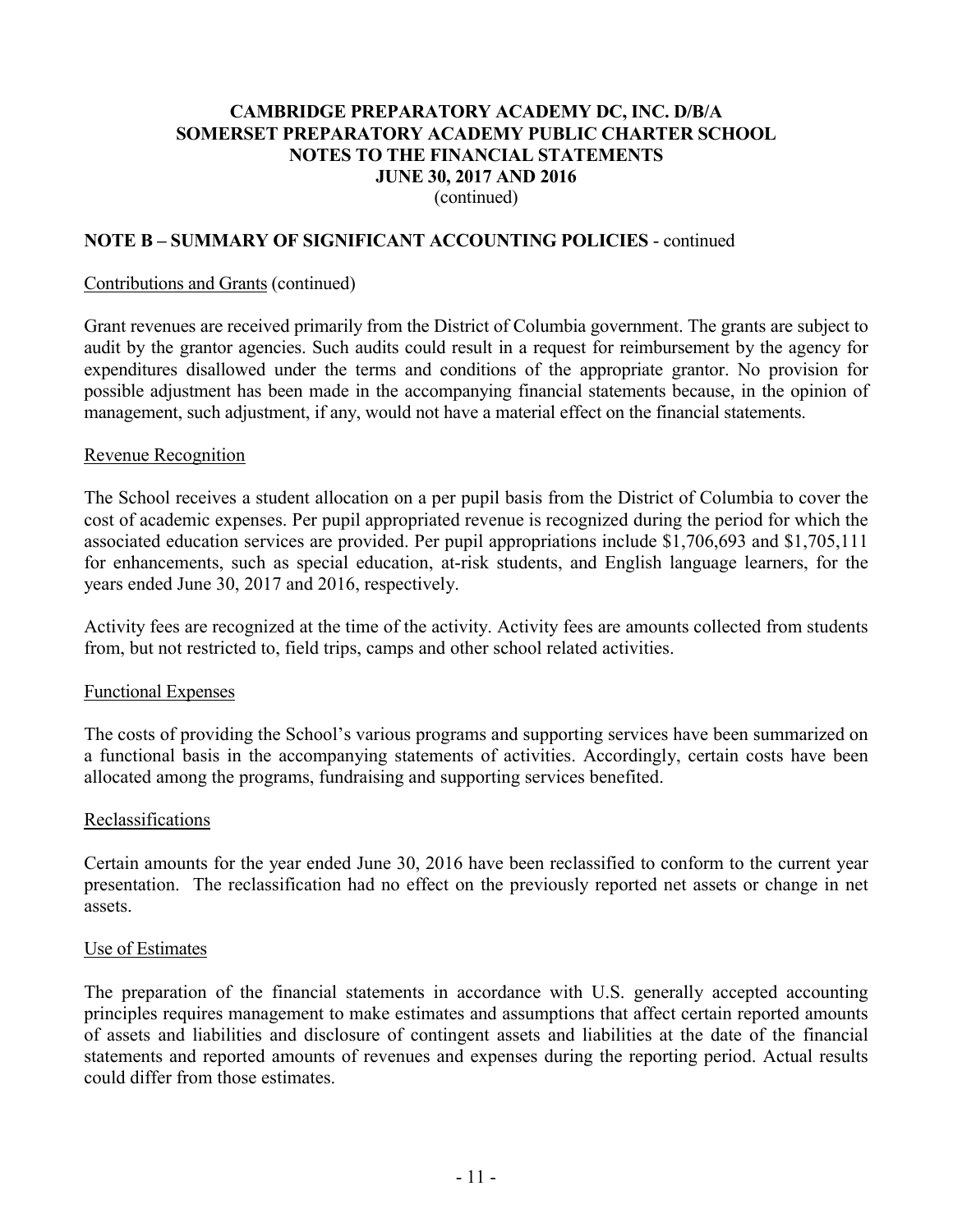# CAMBRIDGE PREPARATORY ACADEMY DC, INC. D/B/A SOMERSET PREPARATORY ACADEMY PUBLIC CHARTER SCHOOL NOTES TO THE FINANCIAL STATEMENTS JUNE 30, 2017 AND 2016

(continued)

## NOTE B – SUMMARY OF SIGNIFICANT ACCOUNTING POLICIES - continued

Contributions and Grants (continued)

Grant revenues are received primarily from the District of Columbia government. The grants are subject to audit by the grantor agencies. Such audits could result in a request for reimbursement by the agency for expenditures disallowed under the terms and conditions of the appropriate grantor. No provision for possible adjustment has been made in the accompanying financial statements because, in the opinion of management, such adjustment, if any, would not have a material effect on the financial statements.

Revenue Recognition

The School receives a student allocation on a per pupil basis from the District of Columbia to cover the cost of academic expenses. Per pupil appropriated revenue is recognized during the period for which the associated education services are provided. Per pupil appropriations include $1,706,693 and $1,705,111 for enhancements, such as special education, at-risk students, and English language learners, for the years ended June 30, 2017 and 2016, respectively.

Activity fees are recognized at the time of the activity. Activity fees are amounts collected from students from, but not restricted to, field trips, camps and other school related activities.

Functional Expenses

The costs of providing the School's various programs and supporting services have been summarized on a functional basis in the accompanying statements of activities. Accordingly, certain costs have been allocated among the programs, fundraising and supporting services benefited.

Reclassifications

Certain amounts for the year ended June 30, 2016 have been reclassified to conform to the current year presentation. The reclassification had no effect on the previously reported net assets or change in net assets.

Use of Estimates

The preparation of the financial statements in accordance with U.S. generally accepted accounting principles requires management to make estimates and assumptions that affect certain reported amounts of assets and liabilities and disclosure of contingent assets and liabilities at the date of the financial statements and reported amounts of revenues and expenses during the reporting period. Actual results could differ from those estimates.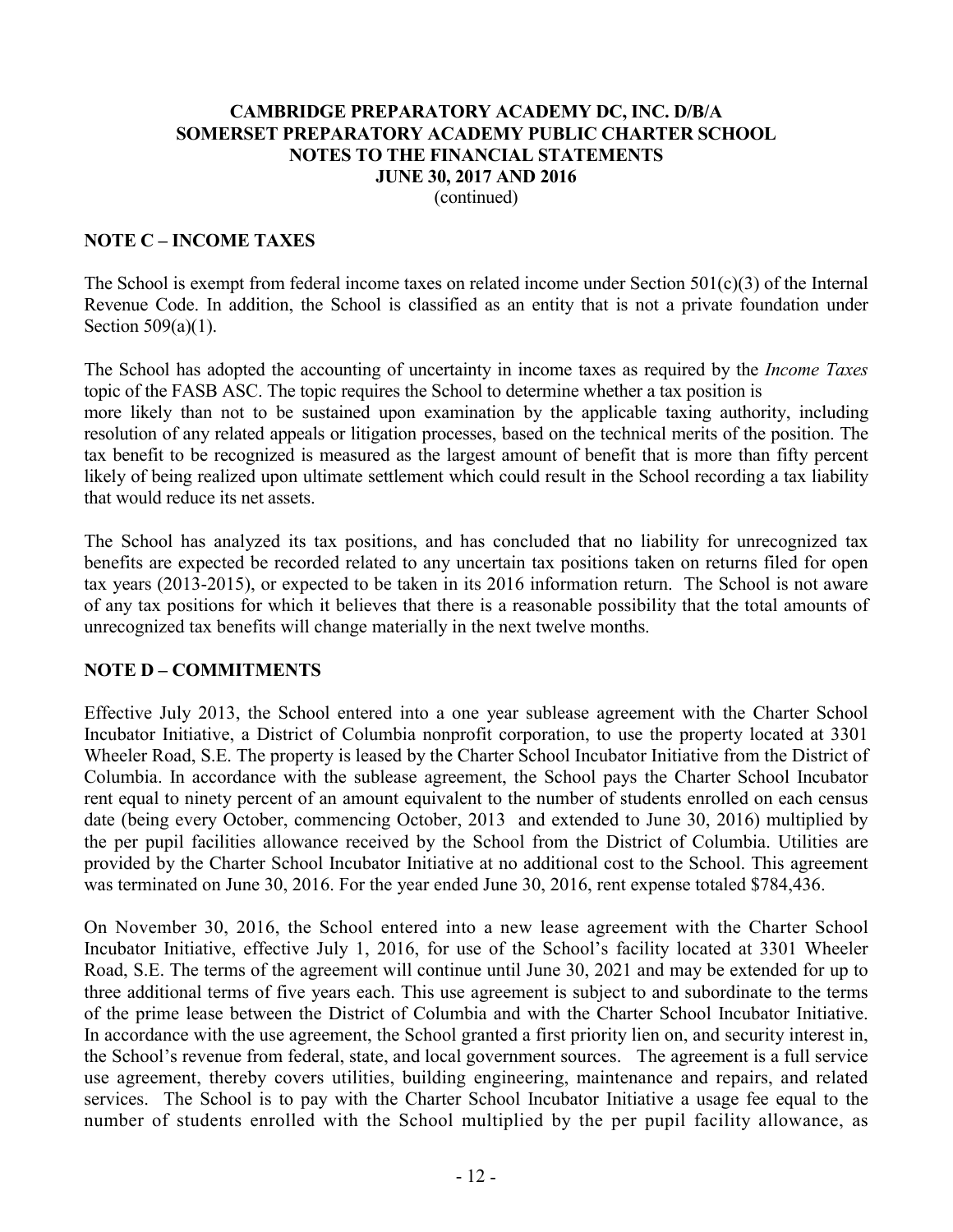# CAMBRIDGE PREPARATORY ACADEMY DC, INC. D/B/A SOMERSET PREPARATORY ACADEMY PUBLIC CHARTER SCHOOL NOTES TO THE FINANCIAL STATEMENTS JUNE 30, 2017 AND 2016

(continued)

## NOTE C – INCOME TAXES

The School is exempt from federal income taxes on related income under Section 501(c)(3) of the Internal Revenue Code. In addition, the School is classified as an entity that is not a private foundation under Section 509(a)(1).

The School has adopted the accounting of uncertainty in income taxes as required by the *Income Taxes* topic of the FASB ASC. The topic requires the School to determine whether a tax position is more likely than not to be sustained upon examination by the applicable taxing authority, including resolution of any related appeals or litigation processes, based on the technical merits of the position. The tax benefit to be recognized is measured as the largest amount of benefit that is more than fifty percent likely of being realized upon ultimate settlement which could result in the School recording a tax liability that would reduce its net assets.

The School has analyzed its tax positions, and has concluded that no liability for unrecognized tax benefits are expected be recorded related to any uncertain tax positions taken on returns filed for open tax years (2013-2015), or expected to be taken in its 2016 information return. The School is not aware of any tax positions for which it believes that there is a reasonable possibility that the total amounts of unrecognized tax benefits will change materially in the next twelve months.

## NOTE D – COMMITMENTS

Effective July 2013, the School entered into a one year sublease agreement with the Charter School Incubator Initiative, a District of Columbia nonprofit corporation, to use the property located at 3301 Wheeler Road, S.E. The property is leased by the Charter School Incubator Initiative from the District of Columbia. In accordance with the sublease agreement, the School pays the Charter School Incubator rent equal to ninety percent of an amount equivalent to the number of students enrolled on each census date (being every October, commencing October, 2013 and extended to June 30, 2016) multiplied by the per pupil facilities allowance received by the School from the District of Columbia. Utilities are provided by the Charter School Incubator Initiative at no additional cost to the School. This agreement was terminated on June 30, 2016. For the year ended June 30, 2016, rent expense totaled $784,436.

On November 30, 2016, the School entered into a new lease agreement with the Charter School Incubator Initiative, effective July 1, 2016, for use of the School's facility located at 3301 Wheeler Road, S.E. The terms of the agreement will continue until June 30, 2021 and may be extended for up to three additional terms of five years each. This use agreement is subject to and subordinate to the terms of the prime lease between the District of Columbia and with the Charter School Incubator Initiative. In accordance with the use agreement, the School granted a first priority lien on, and security interest in, the School's revenue from federal, state, and local government sources. The agreement is a full service use agreement, thereby covers utilities, building engineering, maintenance and repairs, and related services. The School is to pay with the Charter School Incubator Initiative a usage fee equal to the number of students enrolled with the School multiplied by the per pupil facility allowance, as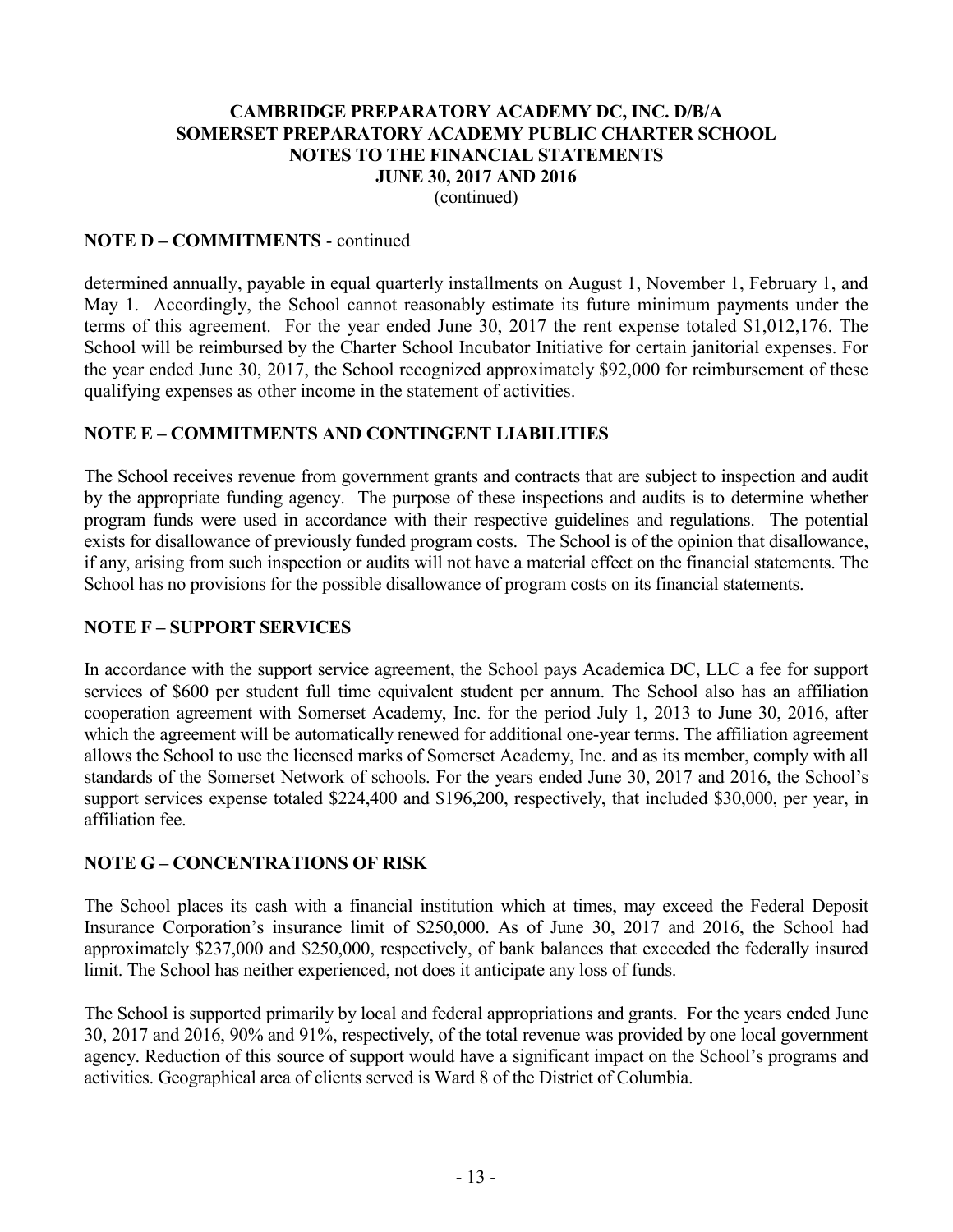## NOTE D – COMMITMENTS - continued

determined annually, payable in equal quarterly installments on August 1, November 1, February 1, and May 1. Accordingly, the School cannot reasonably estimate its future minimum payments under the terms of this agreement. For the year ended June 30, 2017 the rent expense totaled $1,012,176. The School will be reimbursed by the Charter School Incubator Initiative for certain janitorial expenses. For the year ended June 30, 2017, the School recognized approximately $92,000 for reimbursement of these qualifying expenses as other income in the statement of activities.

## NOTE E – COMMITMENTS AND CONTINGENT LIABILITIES

The School receives revenue from government grants and contracts that are subject to inspection and audit by the appropriate funding agency. The purpose of these inspections and audits is to determine whether program funds were used in accordance with their respective guidelines and regulations. The potential exists for disallowance of previously funded program costs. The School is of the opinion that disallowance, if any, arising from such inspection or audits will not have a material effect on the financial statements. The School has no provisions for the possible disallowance of program costs on its financial statements.

## NOTE F – SUPPORT SERVICES

In accordance with the support service agreement, the School pays Academica DC, LLC a fee for support services of $600 per student full time equivalent student per annum. The School also has an affiliation cooperation agreement with Somerset Academy, Inc. for the period July 1, 2013 to June 30, 2016, after which the agreement will be automatically renewed for additional one-year terms. The affiliation agreement allows the School to use the licensed marks of Somerset Academy, Inc. and as its member, comply with all standards of the Somerset Network of schools. For the years ended June 30, 2017 and 2016, the School's support services expense totaled $224,400 and $196,200, respectively, that included $30,000, per year, in affiliation fee.

## NOTE G – CONCENTRATIONS OF RISK

The School places its cash with a financial institution which at times, may exceed the Federal Deposit Insurance Corporation's insurance limit of $250,000. As of June 30, 2017 and 2016, the School had approximately $237,000 and $250,000, respectively, of bank balances that exceeded the federally insured limit. The School has neither experienced, not does it anticipate any loss of funds.

The School is supported primarily by local and federal appropriations and grants. For the years ended June 30, 2017 and 2016, 90% and 91%, respectively, of the total revenue was provided by one local government agency. Reduction of this source of support would have a significant impact on the School's programs and activities. Geographical area of clients served is Ward 8 of the District of Columbia.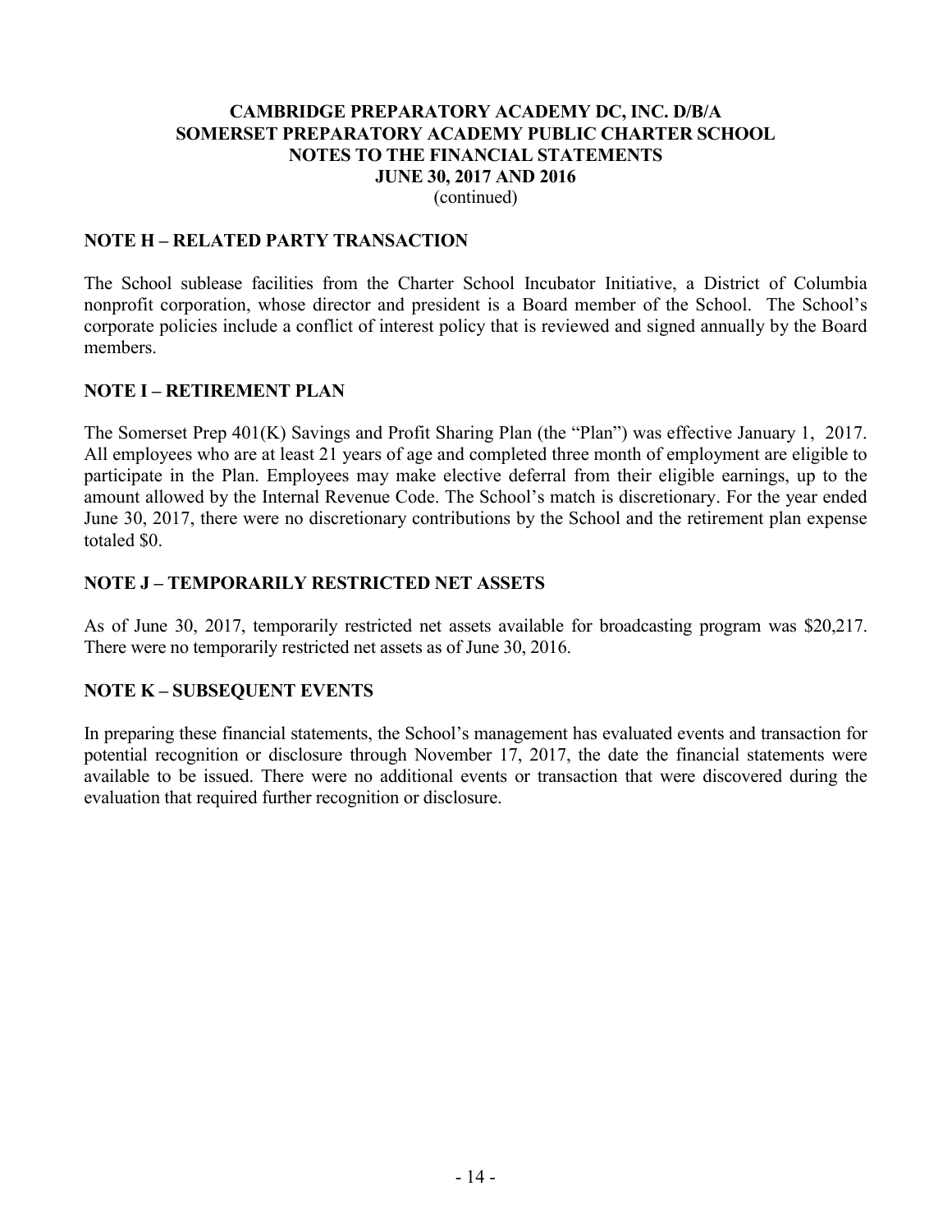**CAMBRIDGE PREPARATORY ACADEMY DC, INC. D/B/A**
**SOMERSET PREPARATORY ACADEMY PUBLIC CHARTER SCHOOL**
**NOTES TO THE FINANCIAL STATEMENTS**
**JUNE 30, 2017 AND 2016**
(continued)

## NOTE H – RELATED PARTY TRANSACTION

The School sublease facilities from the Charter School Incubator Initiative, a District of Columbia nonprofit corporation, whose director and president is a Board member of the School. The School's corporate policies include a conflict of interest policy that is reviewed and signed annually by the Board members.

## NOTE I – RETIREMENT PLAN

The Somerset Prep 401(K) Savings and Profit Sharing Plan (the "Plan") was effective January 1, 2017. All employees who are at least 21 years of age and completed three month of employment are eligible to participate in the Plan. Employees may make elective deferral from their eligible earnings, up to the amount allowed by the Internal Revenue Code. The School's match is discretionary. For the year ended June 30, 2017, there were no discretionary contributions by the School and the retirement plan expense totaled $0.

## NOTE J – TEMPORARILY RESTRICTED NET ASSETS

As of June 30, 2017, temporarily restricted net assets available for broadcasting program was $20,217. There were no temporarily restricted net assets as of June 30, 2016.

## NOTE K – SUBSEQUENT EVENTS

In preparing these financial statements, the School's management has evaluated events and transaction for potential recognition or disclosure through November 17, 2017, the date the financial statements were available to be issued. There were no additional events or transaction that were discovered during the evaluation that required further recognition or disclosure.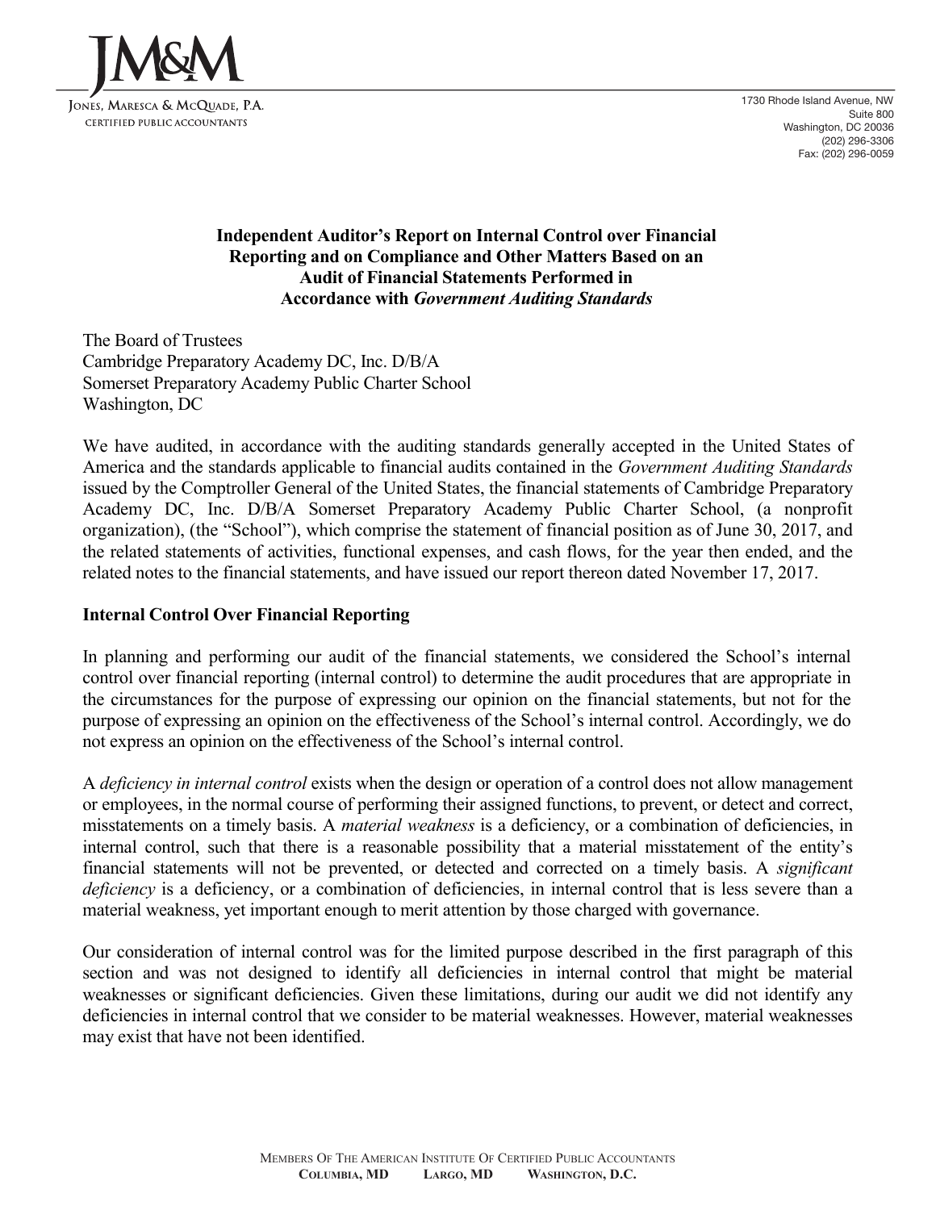JM&M

Jones, Maresca & McQuade, P.A.
CERTIFIED PUBLIC ACCOUNTANTS

1730 Rhode Island Avenue, NW
Suite 800
Washington, DC 20036
(202) 296-3306
Fax: (202) 296-0059

## Independent Auditor's Report on Internal Control over Financial Reporting and on Compliance and Other Matters Based on an Audit of Financial Statements Performed in Accordance with *Government Auditing Standards*

The Board of Trustees
Cambridge Preparatory Academy DC, Inc. D/B/A
Somerset Preparatory Academy Public Charter School
Washington, DC

We have audited, in accordance with the auditing standards generally accepted in the United States of America and the standards applicable to financial audits contained in the *Government Auditing Standards* issued by the Comptroller General of the United States, the financial statements of Cambridge Preparatory Academy DC, Inc. D/B/A Somerset Preparatory Academy Public Charter School, (a nonprofit organization), (the "School"), which comprise the statement of financial position as of June 30, 2017, and the related statements of activities, functional expenses, and cash flows, for the year then ended, and the related notes to the financial statements, and have issued our report thereon dated November 17, 2017.

### Internal Control Over Financial Reporting

In planning and performing our audit of the financial statements, we considered the School's internal control over financial reporting (internal control) to determine the audit procedures that are appropriate in the circumstances for the purpose of expressing our opinion on the financial statements, but not for the purpose of expressing an opinion on the effectiveness of the School's internal control. Accordingly, we do not express an opinion on the effectiveness of the School's internal control.

A *deficiency in internal control* exists when the design or operation of a control does not allow management or employees, in the normal course of performing their assigned functions, to prevent, or detect and correct, misstatements on a timely basis. A *material weakness* is a deficiency, or a combination of deficiencies, in internal control, such that there is a reasonable possibility that a material misstatement of the entity's financial statements will not be prevented, or detected and corrected on a timely basis. A *significant deficiency* is a deficiency, or a combination of deficiencies, in internal control that is less severe than a material weakness, yet important enough to merit attention by those charged with governance.

Our consideration of internal control was for the limited purpose described in the first paragraph of this section and was not designed to identify all deficiencies in internal control that might be material weaknesses or significant deficiencies. Given these limitations, during our audit we did not identify any deficiencies in internal control that we consider to be material weaknesses. However, material weaknesses may exist that have not been identified.

Members Of The American Institute Of Certified Public Accountants
**Columbia, MD Largo, MD Washington, D.C.**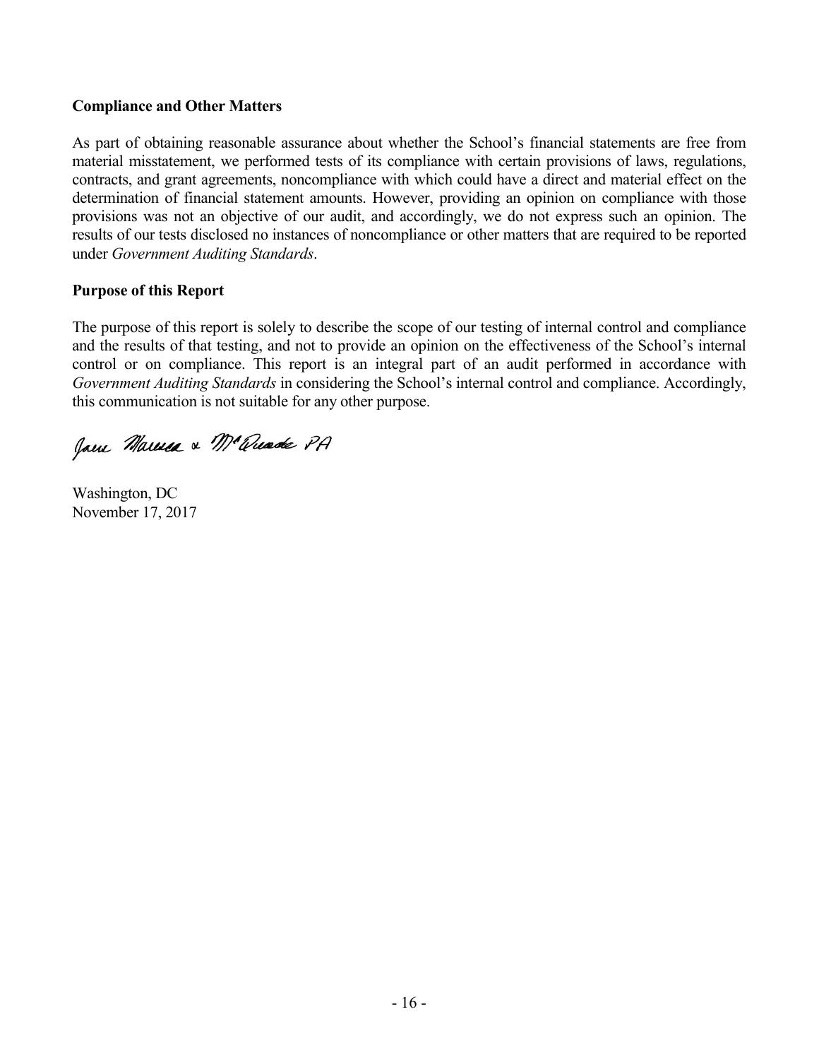## Compliance and Other Matters

As part of obtaining reasonable assurance about whether the School's financial statements are free from material misstatement, we performed tests of its compliance with certain provisions of laws, regulations, contracts, and grant agreements, noncompliance with which could have a direct and material effect on the determination of financial statement amounts. However, providing an opinion on compliance with those provisions was not an objective of our audit, and accordingly, we do not express such an opinion. The results of our tests disclosed no instances of noncompliance or other matters that are required to be reported under *Government Auditing Standards*.

## Purpose of this Report

The purpose of this report is solely to describe the scope of our testing of internal control and compliance and the results of that testing, and not to provide an opinion on the effectiveness of the School's internal control or on compliance. This report is an integral part of an audit performed in accordance with *Government Auditing Standards* in considering the School's internal control and compliance. Accordingly, this communication is not suitable for any other purpose.

Jane Marcella & McQuade PA

Washington, DC
November 17, 2017